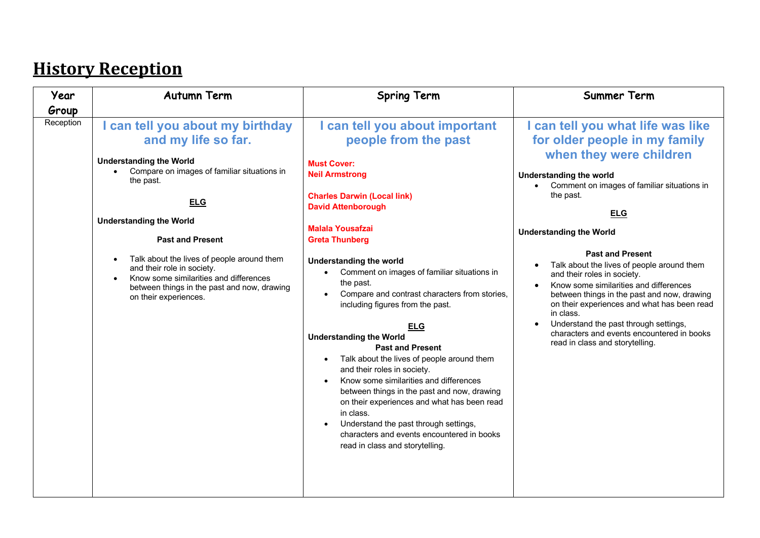# History Reception

| Year Group | Autumn Term | Spring Term | Summer Term |
| --- | --- | --- | --- |
| Reception | **I can tell you about my birthday and my life so far.**<br><br>**Understanding the World**<br>• Compare on images of familiar situations in the past.<br><br>**ELG**<br><br>**Understanding the World**<br><br>**Past and Present**<br><br>• Talk about the lives of people around them and their role in society.<br>• Know some similarities and differences between things in the past and now, drawing on their experiences. | **I can tell you about important people from the past**<br><br>**Must Cover:**<br>**Neil Armstrong**<br><br>**Charles Darwin (Local link)**<br>**David Attenborough**<br><br>**Malala Yousafzai**<br>**Greta Thunberg**<br><br>**Understanding the world**<br>• Comment on images of familiar situations in the past.<br>• Compare and contrast characters from stories, including figures from the past.<br><br>**ELG**<br>**Understanding the World**<br>**Past and Present**<br>• Talk about the lives of people around them and their roles in society.<br>• Know some similarities and differences between things in the past and now, drawing on their experiences and what has been read in class.<br>• Understand the past through settings, characters and events encountered in books read in class and storytelling. | **I can tell you what life was like for older people in my family when they were children**<br><br>**Understanding the world**<br>• Comment on images of familiar situations in the past.<br><br>**ELG**<br><br>**Understanding the World**<br><br>**Past and Present**<br>• Talk about the lives of people around them and their roles in society.<br>• Know some similarities and differences between things in the past and now, drawing on their experiences and what has been read in class.<br>• Understand the past through settings, characters and events encountered in books read in class and storytelling. |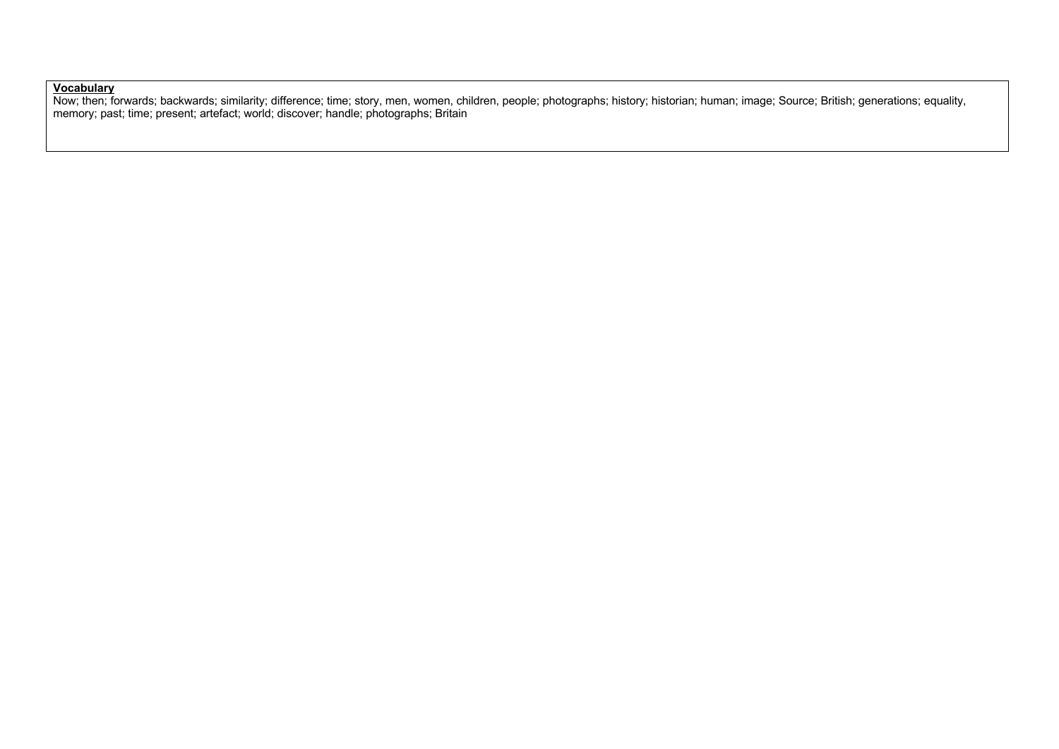**Vocabulary**

Now; then; forwards; backwards; similarity; difference; time; story, men, women, children, people; photographs; history; historian; human; image; Source; British; generations; equality, memory; past; time; present; artefact; world; discover; handle; photographs; Britain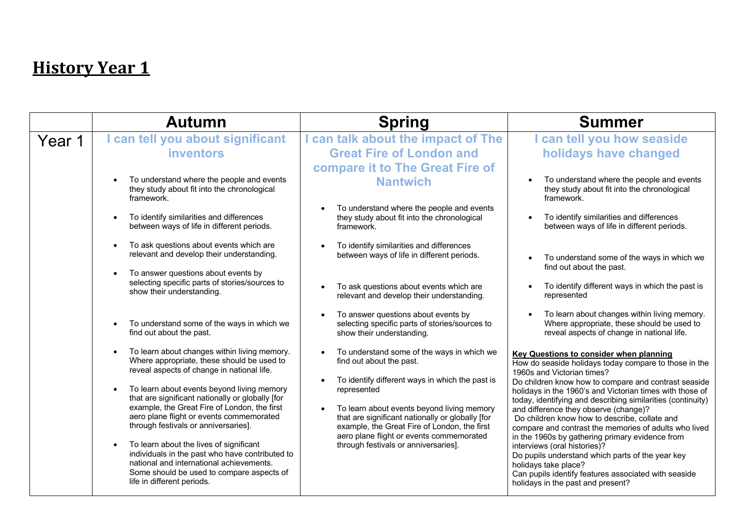# History Year 1

| | Autumn | Spring | Summer |
|---|---|---|---|
| Year 1 | **I can tell you about significant inventors**<br><br>• To understand where the people and events they study about fit into the chronological framework.<br>• To identify similarities and differences between ways of life in different periods.<br>• To ask questions about events which are relevant and develop their understanding.<br>• To answer questions about events by selecting specific parts of stories/sources to show their understanding.<br>• To understand some of the ways in which we find out about the past.<br>• To learn about changes within living memory. Where appropriate, these should be used to reveal aspects of change in national life.<br>• To learn about events beyond living memory that are significant nationally or globally [for example, the Great Fire of London, the first aero plane flight or events commemorated through festivals or anniversaries].<br>• To learn about the lives of significant individuals in the past who have contributed to national and international achievements. Some should be used to compare aspects of life in different periods. | **I can talk about the impact of The Great Fire of London and compare it to The Great Fire of Nantwich**<br><br>• To understand where the people and events they study about fit into the chronological framework.<br>• To identify similarities and differences between ways of life in different periods.<br>• To ask questions about events which are relevant and develop their understanding.<br>• To answer questions about events by selecting specific parts of stories/sources to show their understanding.<br>• To understand some of the ways in which we find out about the past.<br>• To identify different ways in which the past is represented<br>• To learn about events beyond living memory that are significant nationally or globally [for example, the Great Fire of London, the first aero plane flight or events commemorated through festivals or anniversaries]. | **I can tell you how seaside holidays have changed**<br><br>• To understand where the people and events they study about fit into the chronological framework.<br>• To identify similarities and differences between ways of life in different periods.<br>• To understand some of the ways in which we find out about the past.<br>• To identify different ways in which the past is represented<br>• To learn about changes within living memory. Where appropriate, these should be used to reveal aspects of change in national life.<br><br>**Key Questions to consider when planning**<br>How do seaside holidays today compare to those in the 1960s and Victorian times?<br>Do children know how to compare and contrast seaside holidays in the 1960's and Victorian times with those of today, identifying and describing similarities (continuity) and difference they observe (change)?<br>Do children know how to describe, collate and compare and contrast the memories of adults who lived in the 1960s by gathering primary evidence from interviews (oral histories)?<br>Do pupils understand which parts of the year key holidays take place?<br>Can pupils identify features associated with seaside holidays in the past and present? |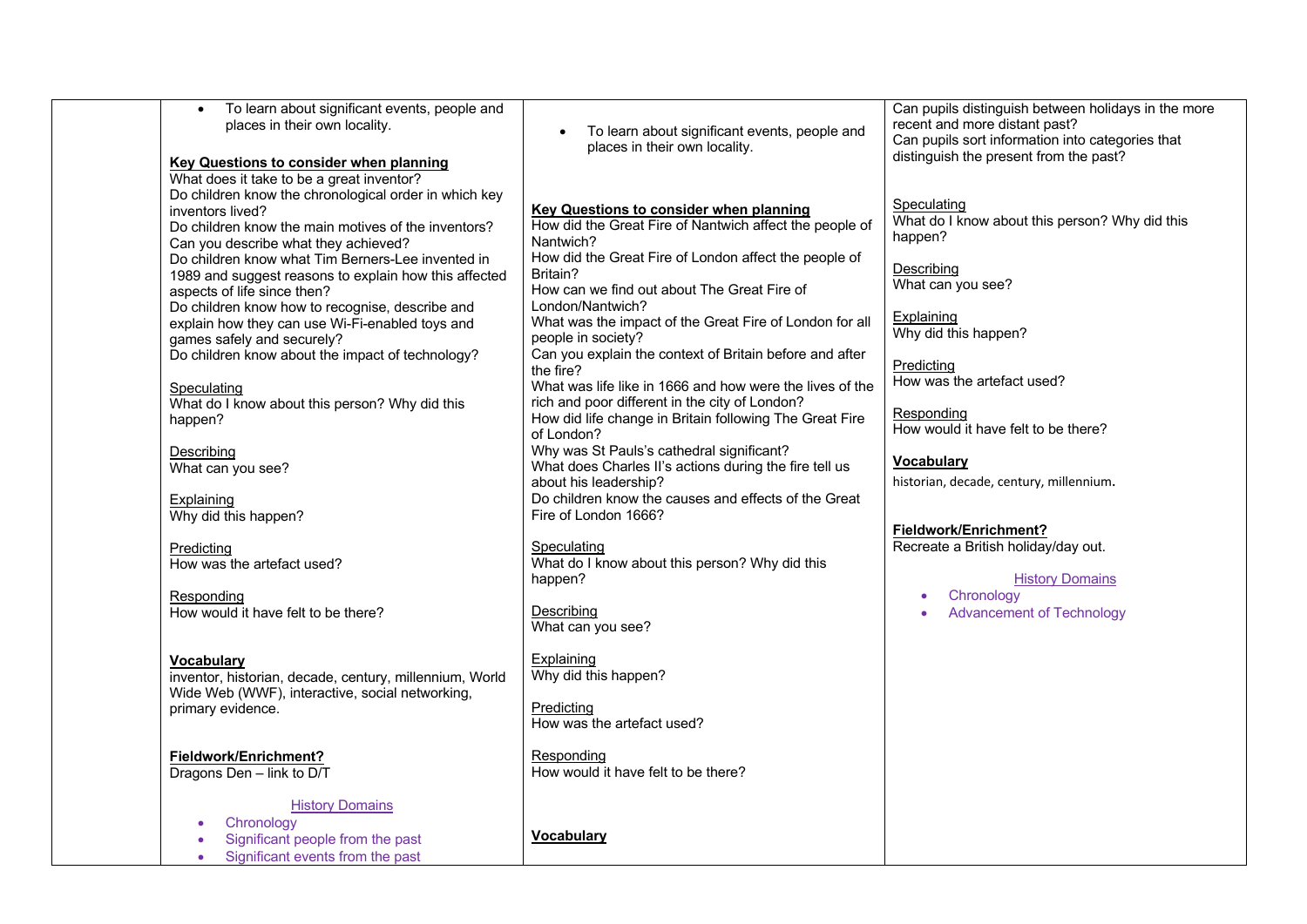| | | | |
|---|---|---|---|
| | • To learn about significant events, people and places in their own locality.<br><br>**Key Questions to consider when planning**<br>What does it take to be a great inventor?<br>Do children know the chronological order in which key inventors lived?<br>Do children know the main motives of the inventors?<br>Can you describe what they achieved?<br>Do children know what Tim Berners-Lee invented in 1989 and suggest reasons to explain how this affected aspects of life since then?<br>Do children know how to recognise, describe and explain how they can use Wi-Fi-enabled toys and games safely and securely?<br>Do children know about the impact of technology?<br><br>Speculating<br>What do I know about this person? Why did this happen?<br><br>Describing<br>What can you see?<br><br>Explaining<br>Why did this happen?<br><br>Predicting<br>How was the artefact used?<br><br>Responding<br>How would it have felt to be there?<br><br>**Vocabulary**<br>inventor, historian, decade, century, millennium, World Wide Web (WWF), interactive, social networking, primary evidence.<br><br>**Fieldwork/Enrichment?**<br>Dragons Den – link to D/T<br><br>History Domains<br>• Chronology<br>• Significant people from the past<br>• Significant events from the past | • To learn about significant events, people and places in their own locality.<br><br>**Key Questions to consider when planning**<br>How did the Great Fire of Nantwich affect the people of Nantwich?<br>How did the Great Fire of London affect the people of Britain?<br>How can we find out about The Great Fire of London/Nantwich?<br>What was the impact of the Great Fire of London for all people in society?<br>Can you explain the context of Britain before and after the fire?<br>What was life like in 1666 and how were the lives of the rich and poor different in the city of London?<br>How did life change in Britain following The Great Fire of London?<br>Why was St Pauls's cathedral significant?<br>What does Charles II's actions during the fire tell us about his leadership?<br>Do children know the causes and effects of the Great Fire of London 1666?<br><br>Speculating<br>What do I know about this person? Why did this happen?<br><br>Describing<br>What can you see?<br><br>Explaining<br>Why did this happen?<br><br>Predicting<br>How was the artefact used?<br><br>Responding<br>How would it have felt to be there?<br><br>**Vocabulary** | Can pupils distinguish between holidays in the more recent and more distant past?<br>Can pupils sort information into categories that distinguish the present from the past?<br><br>Speculating<br>What do I know about this person? Why did this happen?<br><br>Describing<br>What can you see?<br><br>Explaining<br>Why did this happen?<br><br>Predicting<br>How was the artefact used?<br><br>Responding<br>How would it have felt to be there?<br><br>**Vocabulary**<br>historian, decade, century, millennium.<br><br>**Fieldwork/Enrichment?**<br>Recreate a British holiday/day out.<br><br>History Domains<br>• Chronology<br>• Advancement of Technology |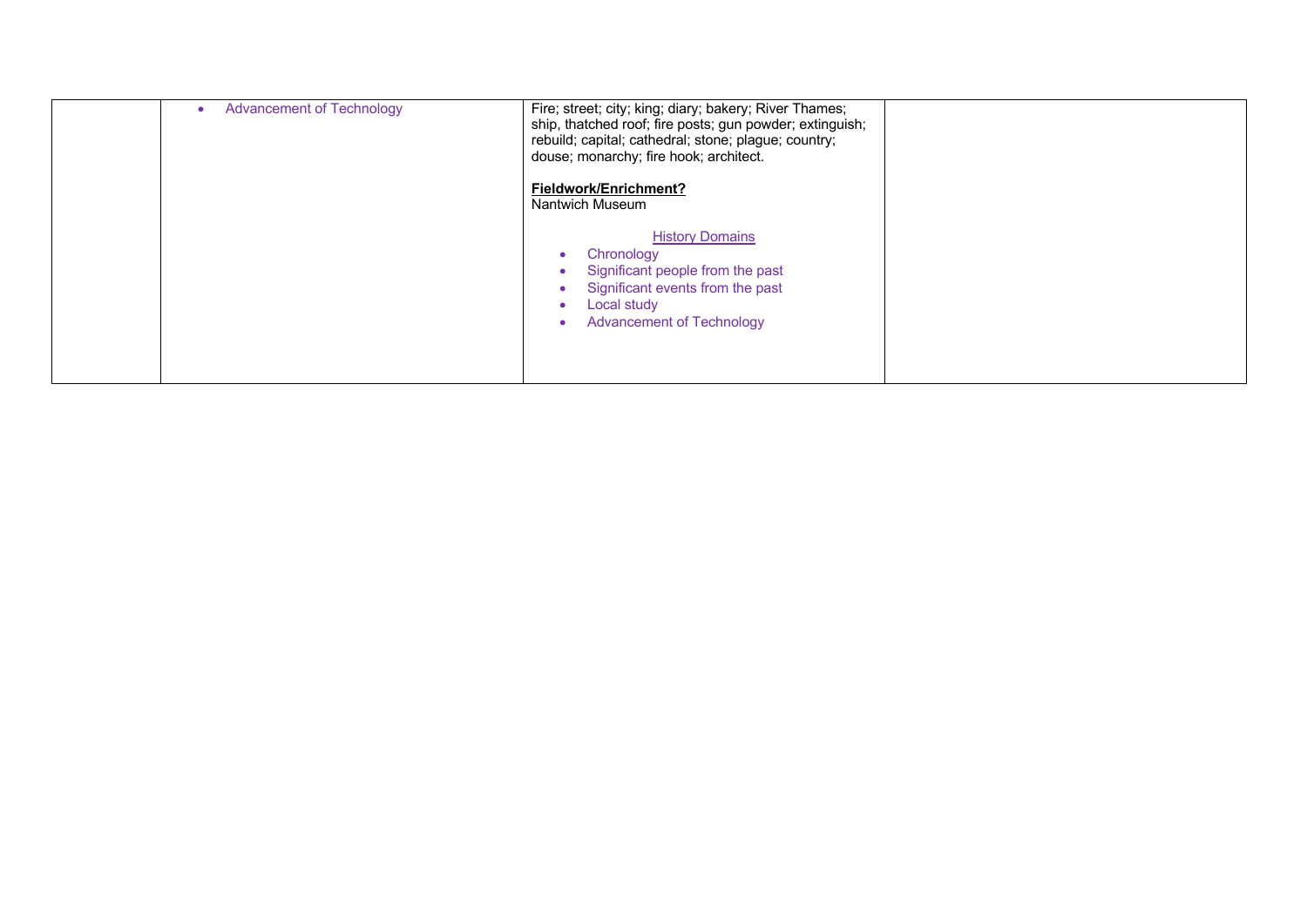| | | | |
|---|---|---|---|
| | • Advancement of Technology | Fire; street; city; king; diary; bakery; River Thames; ship, thatched roof; fire posts; gun powder; extinguish; rebuild; capital; cathedral; stone; plague; country; douse; monarchy; fire hook; architect.<br><br>**Fieldwork/Enrichment?**<br>Nantwich Museum<br><br>History Domains<br>• Chronology<br>• Significant people from the past<br>• Significant events from the past<br>• Local study<br>• Advancement of Technology | |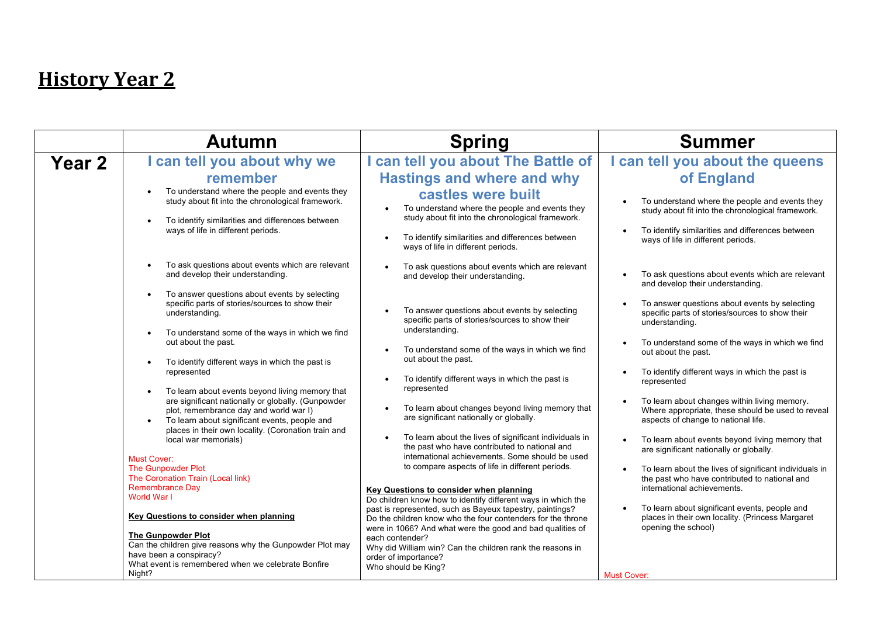# History Year 2

| | Autumn | Spring | Summer |
|---|---|---|---|
| **Year 2** | **I can tell you about why we remember**<br>• To understand where the people and events they study about fit into the chronological framework.<br>• To identify similarities and differences between ways of life in different periods.<br>• To ask questions about events which are relevant and develop their understanding.<br>• To answer questions about events by selecting specific parts of stories/sources to show their understanding.<br>• To understand some of the ways in which we find out about the past.<br>• To identify different ways in which the past is represented<br>• To learn about events beyond living memory that are significant nationally or globally. (Gunpowder plot, remembrance day and world war I)<br>• To learn about significant events, people and places in their own locality. (Coronation train and local war memorials)<br><br>Must Cover:<br>The Gunpowder Plot<br>The Coronation Train (Local link)<br>Remembrance Day<br>World War I<br><br>**Key Questions to consider when planning**<br><br>**The Gunpowder Plot**<br>Can the children give reasons why the Gunpowder Plot may have been a conspiracy?<br>What event is remembered when we celebrate Bonfire Night? | **I can tell you about The Battle of Hastings and where and why castles were built**<br>• To understand where the people and events they study about fit into the chronological framework.<br>• To identify similarities and differences between ways of life in different periods.<br>• To ask questions about events which are relevant and develop their understanding.<br>• To answer questions about events by selecting specific parts of stories/sources to show their understanding.<br>• To understand some of the ways in which we find out about the past.<br>• To identify different ways in which the past is represented<br>• To learn about changes beyond living memory that are significant nationally or globally.<br>• To learn about the lives of significant individuals in the past who have contributed to national and international achievements. Some should be used to compare aspects of life in different periods.<br><br>**Key Questions to consider when planning**<br>Do children know how to identify different ways in which the past is represented, such as Bayeux tapestry, paintings?<br>Do the children know who the four contenders for the throne were in 1066? And what were the good and bad qualities of each contender?<br>Why did William win? Can the children rank the reasons in order of importance?<br>Who should be King? | **I can tell you about the queens of England**<br>• To understand where the people and events they study about fit into the chronological framework.<br>• To identify similarities and differences between ways of life in different periods.<br>• To ask questions about events which are relevant and develop their understanding.<br>• To answer questions about events by selecting specific parts of stories/sources to show their understanding.<br>• To understand some of the ways in which we find out about the past.<br>• To identify different ways in which the past is represented<br>• To learn about changes within living memory. Where appropriate, these should be used to reveal aspects of change to national life.<br>• To learn about events beyond living memory that are significant nationally or globally.<br>• To learn about the lives of significant individuals in the past who have contributed to national and international achievements.<br>• To learn about significant events, people and places in their own locality. (Princess Margaret opening the school)<br><br>Must Cover: |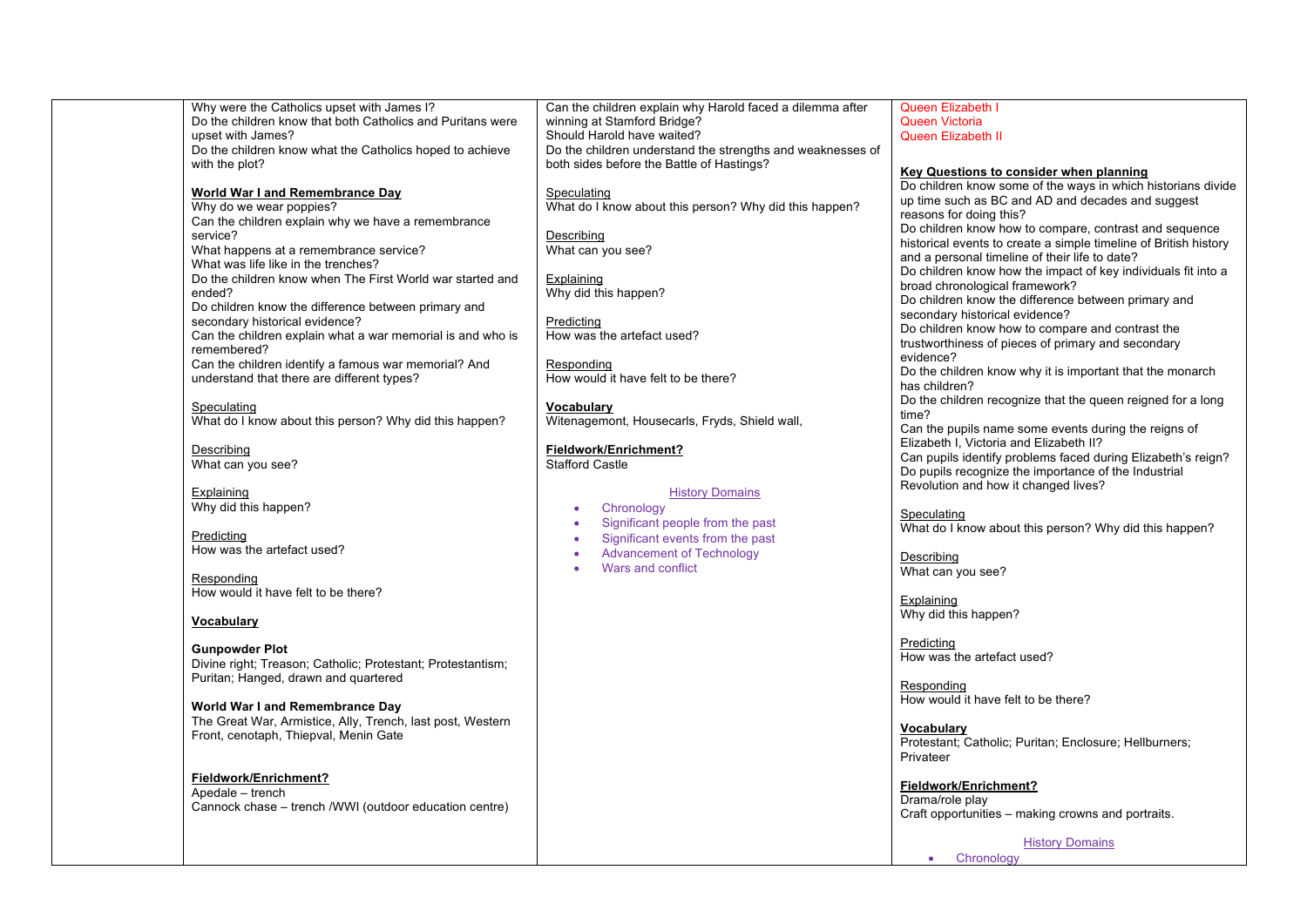| | | | |
|---|---|---|---|
| | Why were the Catholics upset with James I?<br>Do the children know that both Catholics and Puritans were upset with James?<br>Do the children know what the Catholics hoped to achieve with the plot?<br><br>**World War I and Remembrance Day**<br>Why do we wear poppies?<br>Can the children explain why we have a remembrance service?<br>What happens at a remembrance service?<br>What was life like in the trenches?<br>Do the children know when The First World war started and ended?<br>Do children know the difference between primary and secondary historical evidence?<br>Can the children explain what a war memorial is and who is remembered?<br>Can the children identify a famous war memorial? And understand that there are different types?<br><br>Speculating<br>What do I know about this person? Why did this happen?<br><br>Describing<br>What can you see?<br><br>Explaining<br>Why did this happen?<br><br>Predicting<br>How was the artefact used?<br><br>Responding<br>How would it have felt to be there?<br><br>**Vocabulary**<br><br>**Gunpowder Plot**<br>Divine right; Treason; Catholic; Protestant; Protestantism; Puritan; Hanged, drawn and quartered<br><br>**World War I and Remembrance Day**<br>The Great War, Armistice, Ally, Trench, last post, Western Front, cenotaph, Thiepval, Menin Gate<br><br>**Fieldwork/Enrichment?**<br>Apedale – trench<br>Cannock chase – trench /WWI (outdoor education centre) | Can the children explain why Harold faced a dilemma after winning at Stamford Bridge?<br>Should Harold have waited?<br>Do the children understand the strengths and weaknesses of both sides before the Battle of Hastings?<br><br>Speculating<br>What do I know about this person? Why did this happen?<br><br>Describing<br>What can you see?<br><br>Explaining<br>Why did this happen?<br><br>Predicting<br>How was the artefact used?<br><br>Responding<br>How would it have felt to be there?<br><br>**Vocabulary**<br>Witenagemont, Housecarls, Fryds, Shield wall,<br><br>**Fieldwork/Enrichment?**<br>Stafford Castle<br><br>History Domains<br>• Chronology<br>• Significant people from the past<br>• Significant events from the past<br>• Advancement of Technology<br>• Wars and conflict | Queen Elizabeth I<br>Queen Victoria<br>Queen Elizabeth II<br><br>**Key Questions to consider when planning**<br>Do children know some of the ways in which historians divide up time such as BC and AD and decades and suggest reasons for doing this?<br>Do children know how to compare, contrast and sequence historical events to create a simple timeline of British history and a personal timeline of their life to date?<br>Do children know how the impact of key individuals fit into a broad chronological framework?<br>Do children know the difference between primary and secondary historical evidence?<br>Do children know how to compare and contrast the trustworthiness of pieces of primary and secondary evidence?<br>Do the children know why it is important that the monarch has children?<br>Do the children recognize that the queen reigned for a long time?<br>Can the pupils name some events during the reigns of Elizabeth I, Victoria and Elizabeth II?<br>Can pupils identify problems faced during Elizabeth's reign?<br>Do pupils recognize the importance of the Industrial Revolution and how it changed lives?<br><br>Speculating<br>What do I know about this person? Why did this happen?<br><br>Describing<br>What can you see?<br><br>Explaining<br>Why did this happen?<br><br>Predicting<br>How was the artefact used?<br><br>Responding<br>How would it have felt to be there?<br><br>**Vocabulary**<br>Protestant; Catholic; Puritan; Enclosure; Hellburners; Privateer<br><br>**Fieldwork/Enrichment?**<br>Drama/role play<br>Craft opportunities – making crowns and portraits.<br><br>History Domains<br>• Chronology |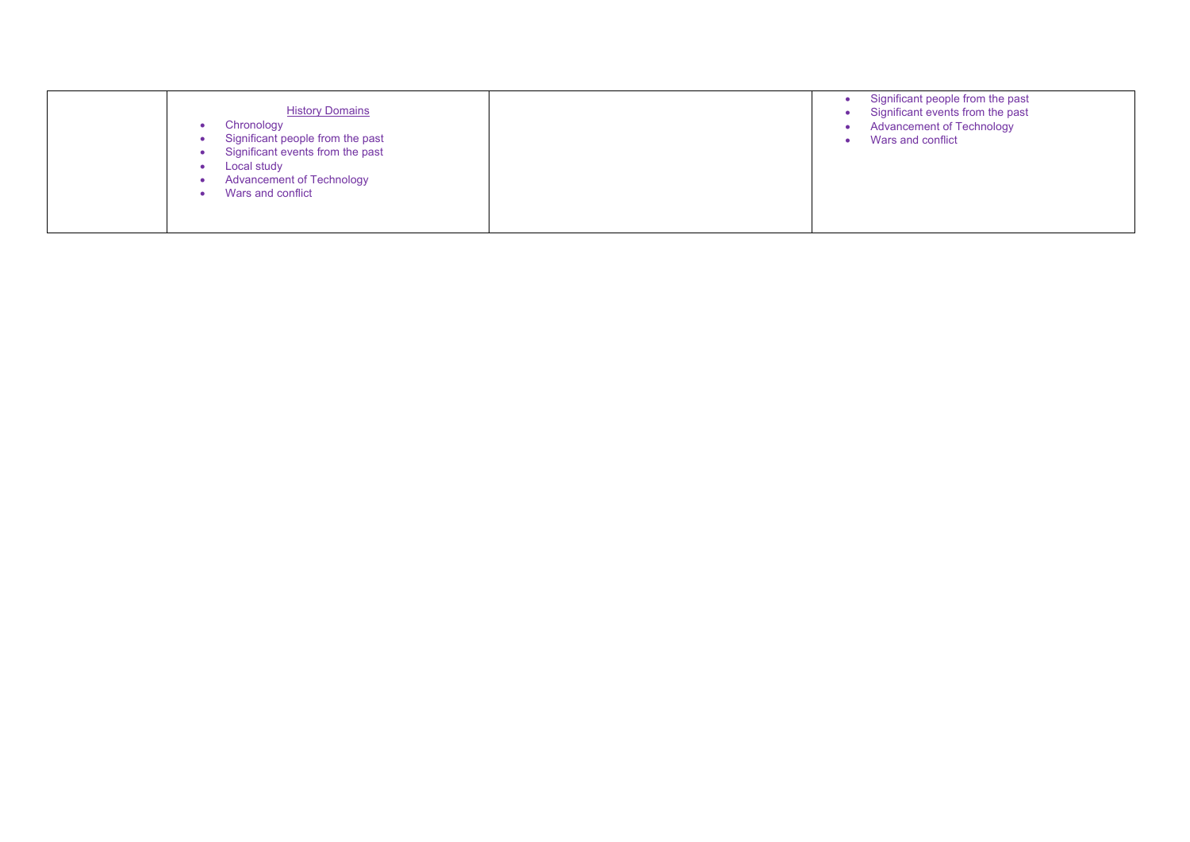| | History Domains<br>• Chronology<br>• Significant people from the past<br>• Significant events from the past<br>• Local study<br>• Advancement of Technology<br>• Wars and conflict | | • Significant people from the past<br>• Significant events from the past<br>• Advancement of Technology<br>• Wars and conflict |
|---|---|---|---|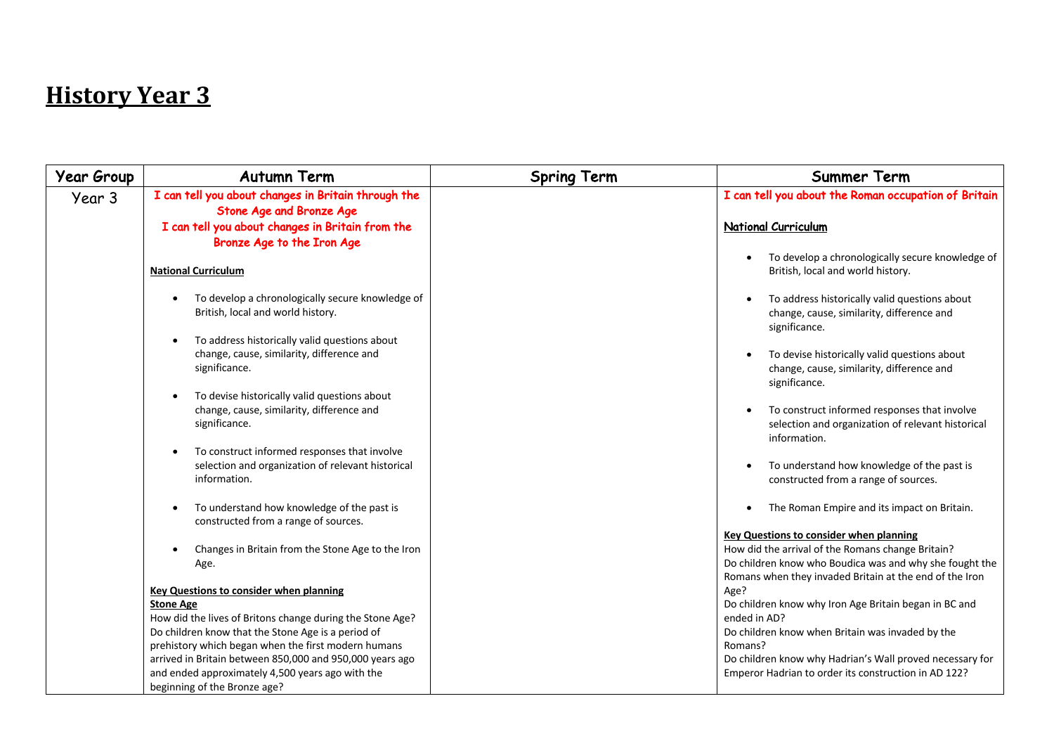# History Year 3

| Year Group | Autumn Term | Spring Term | Summer Term |
| --- | --- | --- | --- |
| Year 3 | **I can tell you about changes in Britain through the Stone Age and Bronze Age**<br>**I can tell you about changes in Britain from the Bronze Age to the Iron Age**<br><br>**National Curriculum**<br><br>• To develop a chronologically secure knowledge of British, local and world history.<br>• To address historically valid questions about change, cause, similarity, difference and significance.<br>• To devise historically valid questions about change, cause, similarity, difference and significance.<br>• To construct informed responses that involve selection and organization of relevant historical information.<br>• To understand how knowledge of the past is constructed from a range of sources.<br>• Changes in Britain from the Stone Age to the Iron Age.<br><br>**Key Questions to consider when planning**<br>**Stone Age**<br>How did the lives of Britons change during the Stone Age?<br>Do children know that the Stone Age is a period of prehistory which began when the first modern humans arrived in Britain between 850,000 and 950,000 years ago and ended approximately 4,500 years ago with the beginning of the Bronze age? | | **I can tell you about the Roman occupation of Britain**<br><br>**National Curriculum**<br><br>• To develop a chronologically secure knowledge of British, local and world history.<br>• To address historically valid questions about change, cause, similarity, difference and significance.<br>• To devise historically valid questions about change, cause, similarity, difference and significance.<br>• To construct informed responses that involve selection and organization of relevant historical information.<br>• To understand how knowledge of the past is constructed from a range of sources.<br>• The Roman Empire and its impact on Britain.<br><br>**Key Questions to consider when planning**<br>How did the arrival of the Romans change Britain?<br>Do children know who Boudica was and why she fought the Romans when they invaded Britain at the end of the Iron Age?<br>Do children know why Iron Age Britain began in BC and ended in AD?<br>Do children know when Britain was invaded by the Romans?<br>Do children know why Hadrian's Wall proved necessary for Emperor Hadrian to order its construction in AD 122? |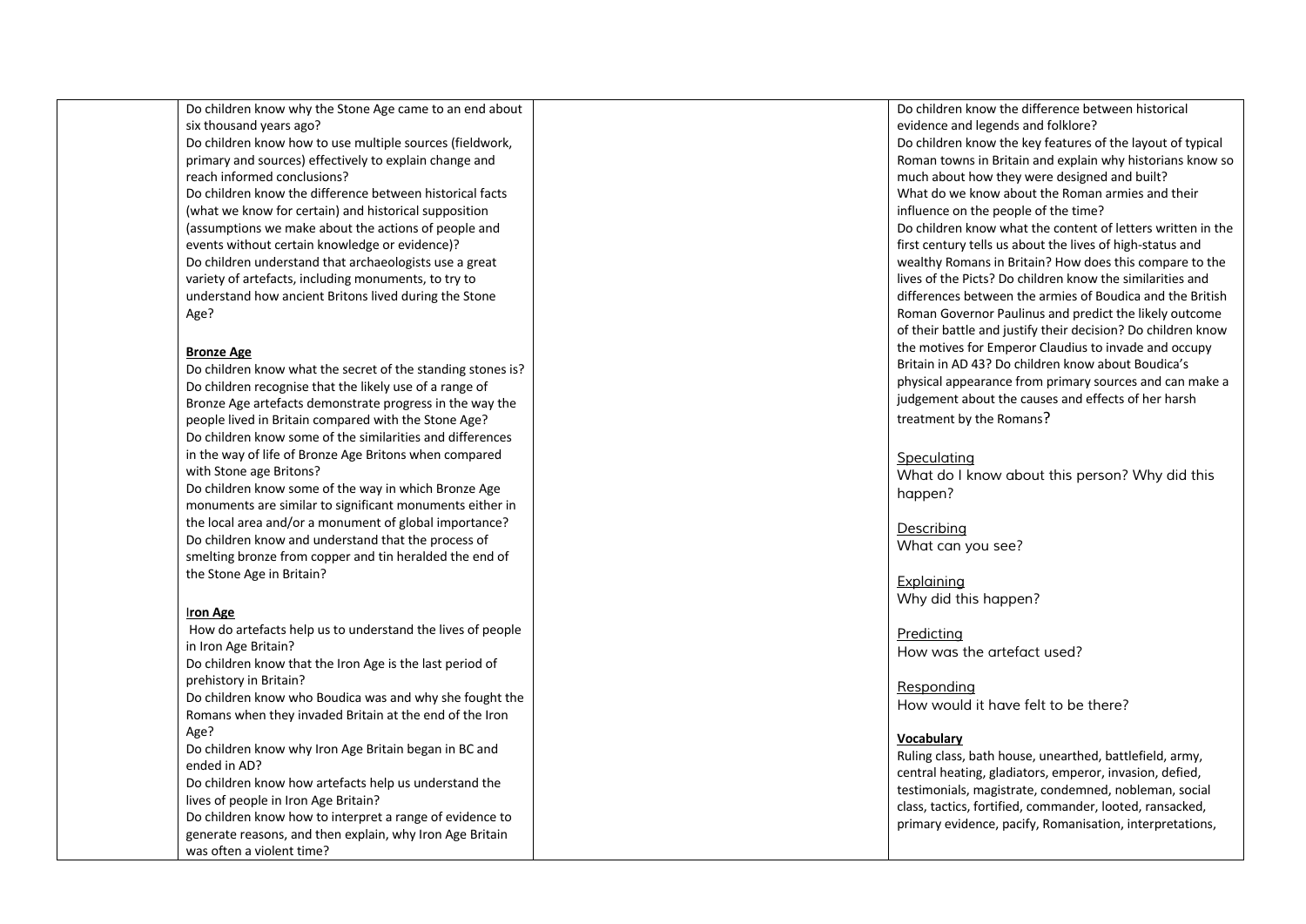| | | | |
|---|---|---|---|
| | Do children know why the Stone Age came to an end about six thousand years ago?<br>Do children know how to use multiple sources (fieldwork, primary and sources) effectively to explain change and reach informed conclusions?<br>Do children know the difference between historical facts (what we know for certain) and historical supposition (assumptions we make about the actions of people and events without certain knowledge or evidence)?<br>Do children understand that archaeologists use a great variety of artefacts, including monuments, to try to understand how ancient Britons lived during the Stone Age?<br><br>**Bronze Age**<br>Do children know what the secret of the standing stones is?<br>Do children recognise that the likely use of a range of Bronze Age artefacts demonstrate progress in the way the people lived in Britain compared with the Stone Age?<br>Do children know some of the similarities and differences in the way of life of Bronze Age Britons when compared with Stone age Britons?<br>Do children know some of the way in which Bronze Age monuments are similar to significant monuments either in the local area and/or a monument of global importance?<br>Do children know and understand that the process of smelting bronze from copper and tin heralded the end of the Stone Age in Britain?<br><br>**Iron Age**<br>How do artefacts help us to understand the lives of people in Iron Age Britain?<br>Do children know that the Iron Age is the last period of prehistory in Britain?<br>Do children know who Boudica was and why she fought the Romans when they invaded Britain at the end of the Iron Age?<br>Do children know why Iron Age Britain began in BC and ended in AD?<br>Do children know how artefacts help us understand the lives of people in Iron Age Britain?<br>Do children know how to interpret a range of evidence to generate reasons, and then explain, why Iron Age Britain was often a violent time? | | Do children know the difference between historical evidence and legends and folklore?<br>Do children know the key features of the layout of typical Roman towns in Britain and explain why historians know so much about how they were designed and built?<br>What do we know about the Roman armies and their influence on the people of the time?<br>Do children know what the content of letters written in the first century tells us about the lives of high-status and wealthy Romans in Britain? How does this compare to the lives of the Picts? Do children know the similarities and differences between the armies of Boudica and the British Roman Governor Paulinus and predict the likely outcome of their battle and justify their decision? Do children know the motives for Emperor Claudius to invade and occupy Britain in AD 43? Do children know about Boudica's physical appearance from primary sources and can make a judgement about the causes and effects of her harsh treatment by the Romans?<br><br>Speculating<br>What do I know about this person? Why did this happen?<br><br>Describing<br>What can you see?<br><br>Explaining<br>Why did this happen?<br><br>Predicting<br>How was the artefact used?<br><br>Responding<br>How would it have felt to be there?<br><br>**Vocabulary**<br>Ruling class, bath house, unearthed, battlefield, army, central heating, gladiators, emperor, invasion, defied, testimonials, magistrate, condemned, nobleman, social class, tactics, fortified, commander, looted, ransacked, primary evidence, pacify, Romanisation, interpretations, |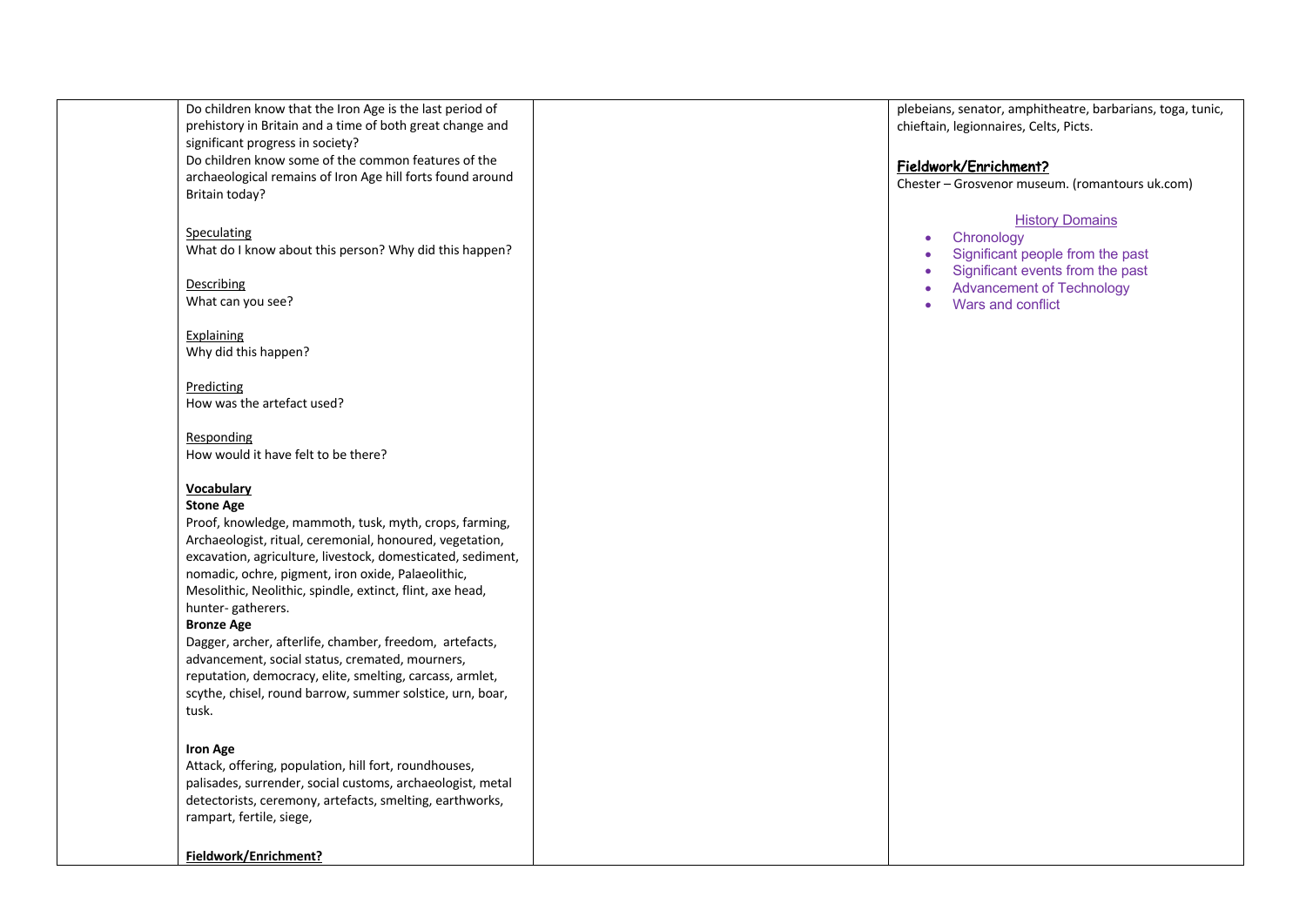| | | | |
|---|---|---|---|
| | Do children know that the Iron Age is the last period of prehistory in Britain and a time of both great change and significant progress in society?<br>Do children know some of the common features of the archaeological remains of Iron Age hill forts found around Britain today?<br><br><u>Speculating</u><br>What do I know about this person? Why did this happen?<br><br><u>Describing</u><br>What can you see?<br><br><u>Explaining</u><br>Why did this happen?<br><br><u>Predicting</u><br>How was the artefact used?<br><br><u>Responding</u><br>How would it have felt to be there?<br><br>**<u>Vocabulary</u>**<br>**Stone Age**<br>Proof, knowledge, mammoth, tusk, myth, crops, farming, Archaeologist, ritual, ceremonial, honoured, vegetation, excavation, agriculture, livestock, domesticated, sediment, nomadic, ochre, pigment, iron oxide, Palaeolithic, Mesolithic, Neolithic, spindle, extinct, flint, axe head, hunter- gatherers.<br>**Bronze Age**<br>Dagger, archer, afterlife, chamber, freedom, artefacts, advancement, social status, cremated, mourners, reputation, democracy, elite, smelting, carcass, armlet, scythe, chisel, round barrow, summer solstice, urn, boar, tusk.<br><br>**Iron Age**<br>Attack, offering, population, hill fort, roundhouses, palisades, surrender, social customs, archaeologist, metal detectorists, ceremony, artefacts, smelting, earthworks, rampart, fertile, siege,<br><br>**<u>Fieldwork/Enrichment?</u>** | | plebeians, senator, amphitheatre, barbarians, toga, tunic, chieftain, legionnaires, Celts, Picts.<br><br>**<u>Fieldwork/Enrichment?</u>**<br>Chester – Grosvenor museum. (romantours uk.com)<br><br><u>History Domains</u><br>• Chronology<br>• Significant people from the past<br>• Significant events from the past<br>• Advancement of Technology<br>• Wars and conflict |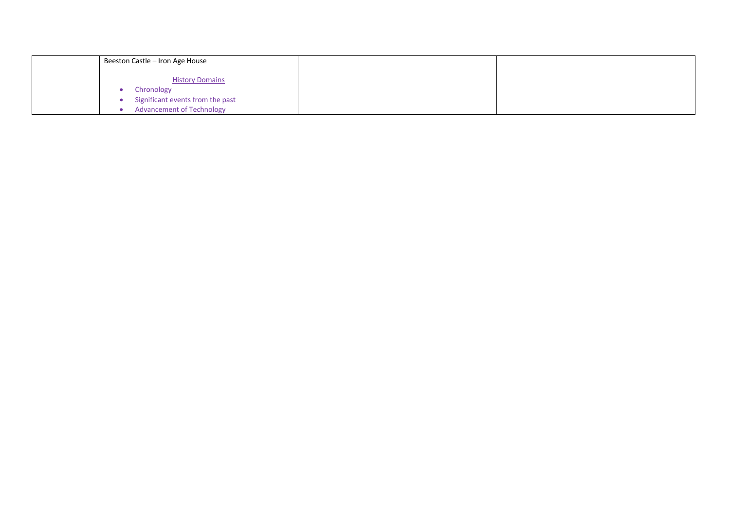| | Beeston Castle – Iron Age House<br><br>History Domains<br>• Chronology<br>• Significant events from the past<br>• Advancement of Technology | | |
|---|---|---|---|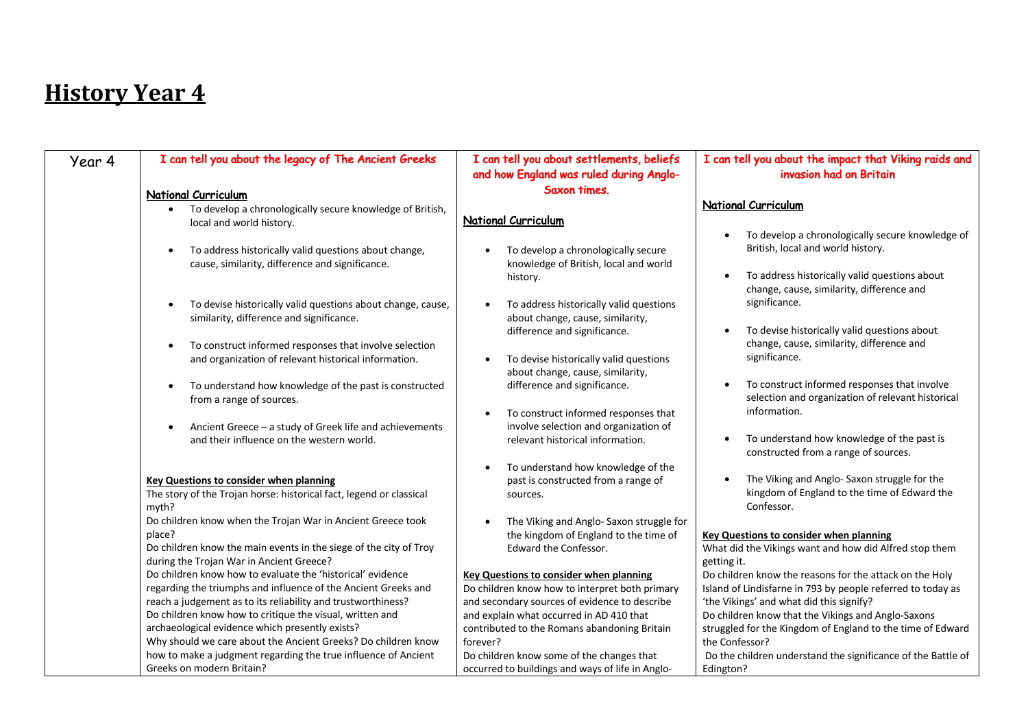# History Year 4

| Year 4 | I can tell you about the legacy of The Ancient Greeks | I can tell you about settlements, beliefs and how England was ruled during Anglo-Saxon times. | I can tell you about the impact that Viking raids and invasion had on Britain |
| --- | --- | --- | --- |
| | **National Curriculum**<br>• To develop a chronologically secure knowledge of British, local and world history.<br>• To address historically valid questions about change, cause, similarity, difference and significance.<br>• To devise historically valid questions about change, cause, similarity, difference and significance.<br>• To construct informed responses that involve selection and organization of relevant historical information.<br>• To understand how knowledge of the past is constructed from a range of sources.<br>• Ancient Greece – a study of Greek life and achievements and their influence on the western world.<br><br>**Key Questions to consider when planning**<br>The story of the Trojan horse: historical fact, legend or classical myth?<br>Do children know when the Trojan War in Ancient Greece took place?<br>Do children know the main events in the siege of the city of Troy during the Trojan War in Ancient Greece?<br>Do children know how to evaluate the 'historical' evidence regarding the triumphs and influence of the Ancient Greeks and reach a judgement as to its reliability and trustworthiness?<br>Do children know how to critique the visual, written and archaeological evidence which presently exists?<br>Why should we care about the Ancient Greeks? Do children know how to make a judgment regarding the true influence of Ancient Greeks on modern Britain? | **National Curriculum**<br>• To develop a chronologically secure knowledge of British, local and world history.<br>• To address historically valid questions about change, cause, similarity, difference and significance.<br>• To devise historically valid questions about change, cause, similarity, difference and significance.<br>• To construct informed responses that involve selection and organization of relevant historical information.<br>• To understand how knowledge of the past is constructed from a range of sources.<br>• The Viking and Anglo- Saxon struggle for the kingdom of England to the time of Edward the Confessor.<br><br>**Key Questions to consider when planning**<br>Do children know how to interpret both primary and secondary sources of evidence to describe and explain what occurred in AD 410 that contributed to the Romans abandoning Britain forever?<br>Do children know some of the changes that occurred to buildings and ways of life in Anglo- | **National Curriculum**<br>• To develop a chronologically secure knowledge of British, local and world history.<br>• To address historically valid questions about change, cause, similarity, difference and significance.<br>• To devise historically valid questions about change, cause, similarity, difference and significance.<br>• To construct informed responses that involve selection and organization of relevant historical information.<br>• To understand how knowledge of the past is constructed from a range of sources.<br>• The Viking and Anglo- Saxon struggle for the kingdom of England to the time of Edward the Confessor.<br><br>**Key Questions to consider when planning**<br>What did the Vikings want and how did Alfred stop them getting it.<br>Do children know the reasons for the attack on the Holy Island of Lindisfarne in 793 by people referred to today as 'the Vikings' and what did this signify?<br>Do children know that the Vikings and Anglo-Saxons struggled for the Kingdom of England to the time of Edward the Confessor?<br>Do the children understand the significance of the Battle of Edington? |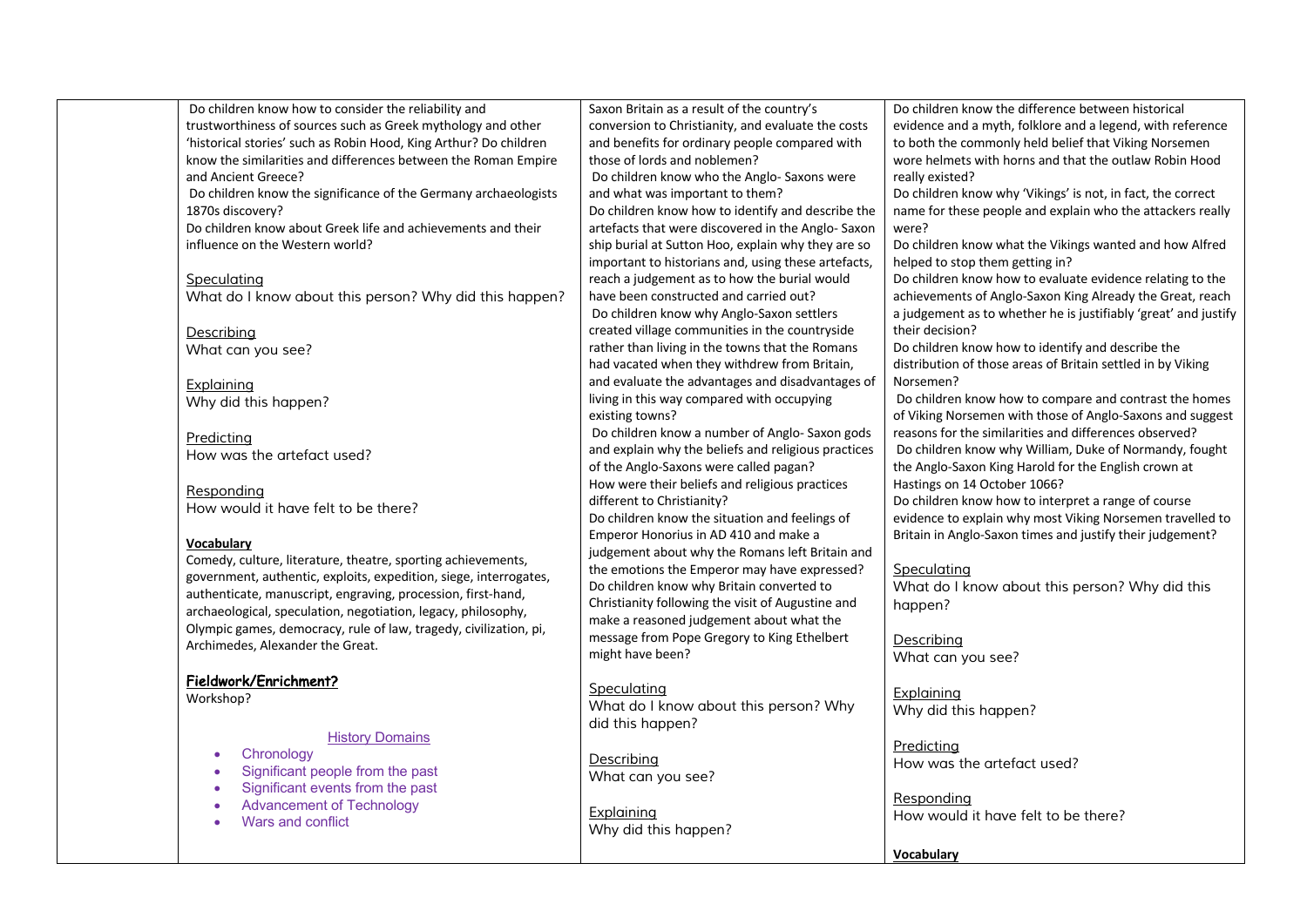| | | | |
|---|---|---|---|
| | Do children know how to consider the reliability and trustworthiness of sources such as Greek mythology and other 'historical stories' such as Robin Hood, King Arthur? Do children know the similarities and differences between the Roman Empire and Ancient Greece?<br>Do children know the significance of the Germany archaeologists 1870s discovery?<br>Do children know about Greek life and achievements and their influence on the Western world?<br><br>Speculating<br>What do I know about this person? Why did this happen?<br><br>Describing<br>What can you see?<br><br>Explaining<br>Why did this happen?<br><br>Predicting<br>How was the artefact used?<br><br>Responding<br>How would it have felt to be there?<br><br>**Vocabulary**<br>Comedy, culture, literature, theatre, sporting achievements, government, authentic, exploits, expedition, siege, interrogates, authenticate, manuscript, engraving, procession, first-hand, archaeological, speculation, negotiation, legacy, philosophy, Olympic games, democracy, rule of law, tragedy, civilization, pi, Archimedes, Alexander the Great.<br><br>**Fieldwork/Enrichment?**<br>Workshop?<br><br>History Domains<br>• Chronology<br>• Significant people from the past<br>• Significant events from the past<br>• Advancement of Technology<br>• Wars and conflict | Saxon Britain as a result of the country's conversion to Christianity, and evaluate the costs and benefits for ordinary people compared with those of lords and noblemen?<br>Do children know who the Anglo- Saxons were and what was important to them?<br>Do children know how to identify and describe the artefacts that were discovered in the Anglo- Saxon ship burial at Sutton Hoo, explain why they are so important to historians and, using these artefacts, reach a judgement as to how the burial would have been constructed and carried out?<br>Do children know why Anglo-Saxon settlers created village communities in the countryside rather than living in the towns that the Romans had vacated when they withdrew from Britain, and evaluate the advantages and disadvantages of living in this way compared with occupying existing towns?<br>Do children know a number of Anglo- Saxon gods and explain why the beliefs and religious practices of the Anglo-Saxons were called pagan?<br>How were their beliefs and religious practices different to Christianity?<br>Do children know the situation and feelings of Emperor Honorius in AD 410 and make a judgement about why the Romans left Britain and the emotions the Emperor may have expressed?<br>Do children know why Britain converted to Christianity following the visit of Augustine and make a reasoned judgement about what the message from Pope Gregory to King Ethelbert might have been?<br><br>Speculating<br>What do I know about this person? Why did this happen?<br><br>Describing<br>What can you see?<br><br>Explaining<br>Why did this happen? | Do children know the difference between historical evidence and a myth, folklore and a legend, with reference to both the commonly held belief that Viking Norsemen wore helmets with horns and that the outlaw Robin Hood really existed?<br>Do children know why 'Vikings' is not, in fact, the correct name for these people and explain who the attackers really were?<br>Do children know what the Vikings wanted and how Alfred helped to stop them getting in?<br>Do children know how to evaluate evidence relating to the achievements of Anglo-Saxon King Already the Great, reach a judgement as to whether he is justifiably 'great' and justify their decision?<br>Do children know how to identify and describe the distribution of those areas of Britain settled in by Viking Norsemen?<br>Do children know how to compare and contrast the homes of Viking Norsemen with those of Anglo-Saxons and suggest reasons for the similarities and differences observed?<br>Do children know why William, Duke of Normandy, fought the Anglo-Saxon King Harold for the English crown at Hastings on 14 October 1066?<br>Do children know how to interpret a range of course evidence to explain why most Viking Norsemen travelled to Britain in Anglo-Saxon times and justify their judgement?<br><br>Speculating<br>What do I know about this person? Why did this happen?<br><br>Describing<br>What can you see?<br><br>Explaining<br>Why did this happen?<br><br>Predicting<br>How was the artefact used?<br><br>Responding<br>How would it have felt to be there?<br><br>**Vocabulary** |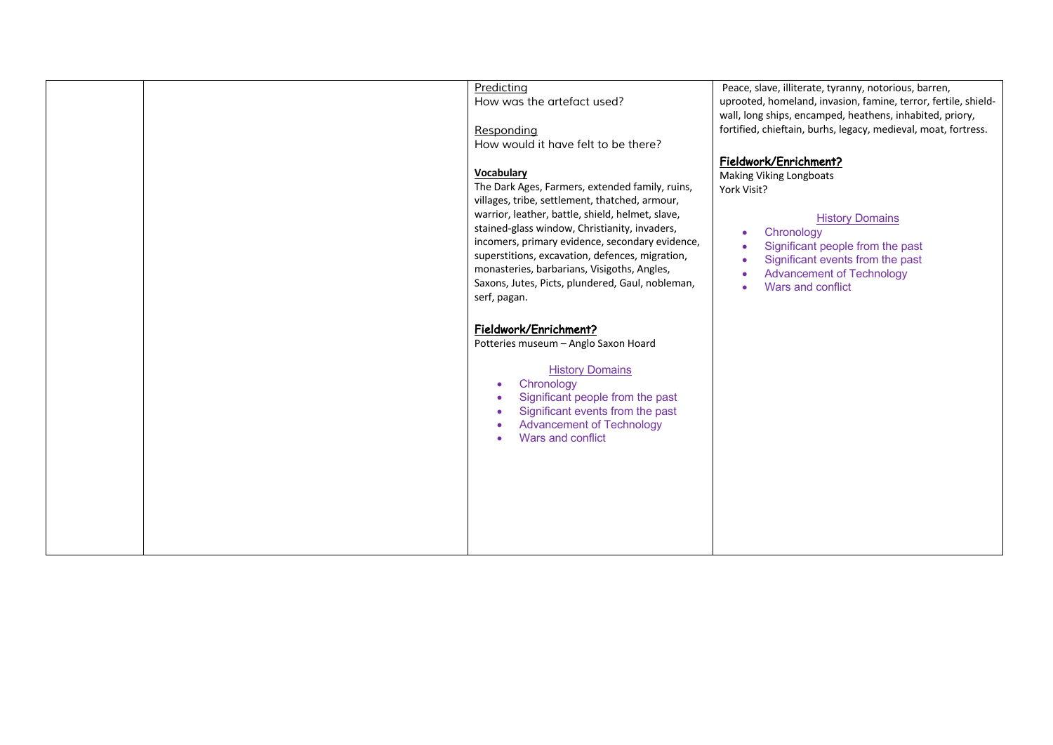| | | Predicting<br>How was the artefact used?<br><br>Responding<br>How would it have felt to be there?<br><br>**Vocabulary**<br>The Dark Ages, Farmers, extended family, ruins, villages, tribe, settlement, thatched, armour, warrior, leather, battle, shield, helmet, slave, stained-glass window, Christianity, invaders, incomers, primary evidence, secondary evidence, superstitions, excavation, defences, migration, monasteries, barbarians, Visigoths, Angles, Saxons, Jutes, Picts, plundered, Gaul, nobleman, serf, pagan.<br><br>**Fieldwork/Enrichment?**<br>Potteries museum – Anglo Saxon Hoard<br><br>History Domains<br>• Chronology<br>• Significant people from the past<br>• Significant events from the past<br>• Advancement of Technology<br>• Wars and conflict | Peace, slave, illiterate, tyranny, notorious, barren, uprooted, homeland, invasion, famine, terror, fertile, shield-wall, long ships, encamped, heathens, inhabited, priory, fortified, chieftain, burhs, legacy, medieval, moat, fortress.<br><br>**Fieldwork/Enrichment?**<br>Making Viking Longboats<br>York Visit?<br><br>History Domains<br>• Chronology<br>• Significant people from the past<br>• Significant events from the past<br>• Advancement of Technology<br>• Wars and conflict |
|---|---|---|---|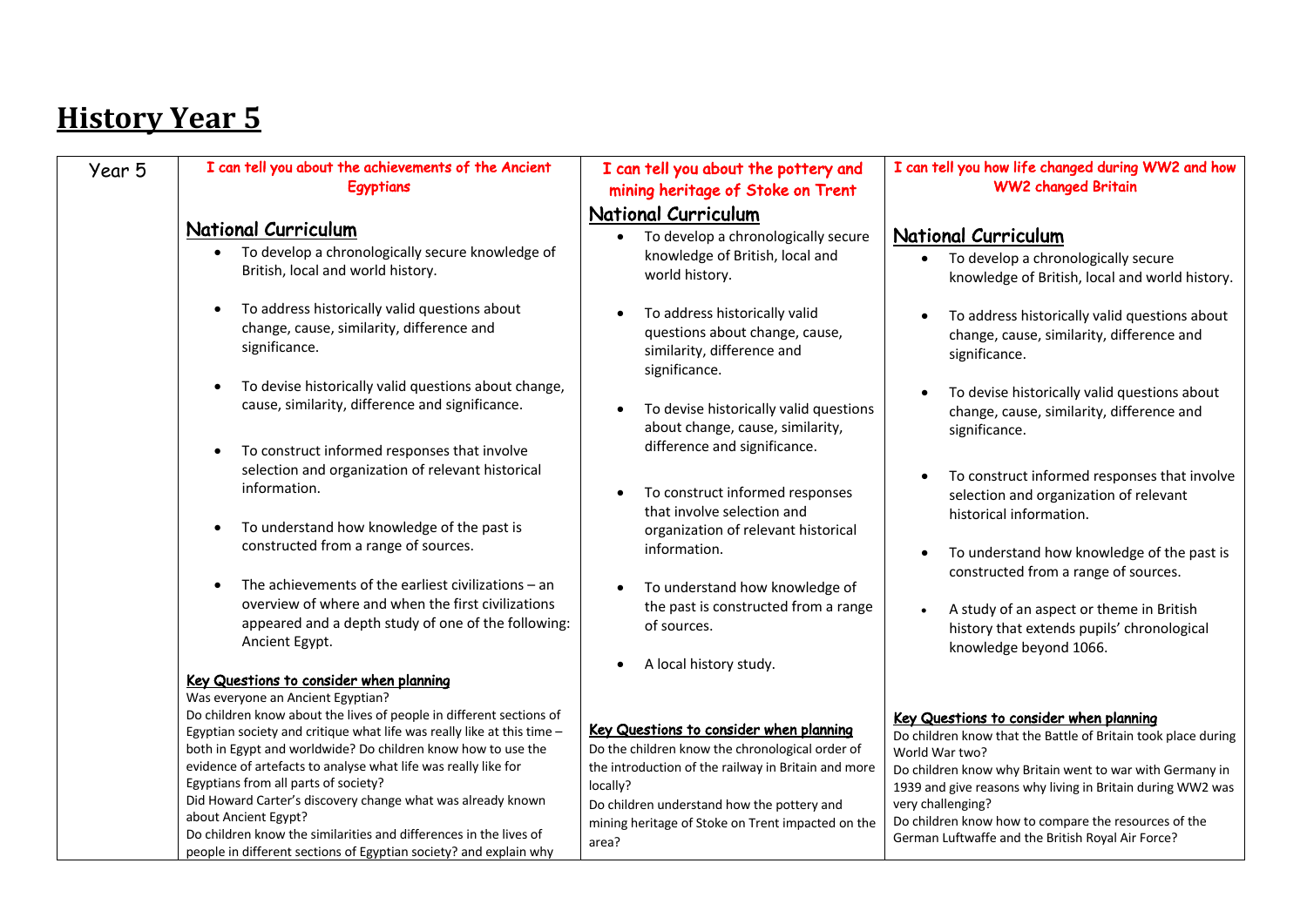# History Year 5

| Year 5 | I can tell you about the achievements of the Ancient Egyptians | I can tell you about the pottery and mining heritage of Stoke on Trent | I can tell you how life changed during WW2 and how WW2 changed Britain |
|---|---|---|---|
| | **National Curriculum**<br>• To develop a chronologically secure knowledge of British, local and world history.<br>• To address historically valid questions about change, cause, similarity, difference and significance.<br>• To devise historically valid questions about change, cause, similarity, difference and significance.<br>• To construct informed responses that involve selection and organization of relevant historical information.<br>• To understand how knowledge of the past is constructed from a range of sources.<br>• The achievements of the earliest civilizations – an overview of where and when the first civilizations appeared and a depth study of one of the following: Ancient Egypt.<br><br>**Key Questions to consider when planning**<br>Was everyone an Ancient Egyptian?<br>Do children know about the lives of people in different sections of Egyptian society and critique what life was really like at this time – both in Egypt and worldwide? Do children know how to use the evidence of artefacts to analyse what life was really like for Egyptians from all parts of society?<br>Did Howard Carter's discovery change what was already known about Ancient Egypt?<br>Do children know the similarities and differences in the lives of people in different sections of Egyptian society? and explain why | **National Curriculum**<br>• To develop a chronologically secure knowledge of British, local and world history.<br>• To address historically valid questions about change, cause, similarity, difference and significance.<br>• To devise historically valid questions about change, cause, similarity, difference and significance.<br>• To construct informed responses that involve selection and organization of relevant historical information.<br>• To understand how knowledge of the past is constructed from a range of sources.<br>• A local history study.<br><br>**Key Questions to consider when planning**<br>Do the children know the chronological order of the introduction of the railway in Britain and more locally?<br>Do children understand how the pottery and mining heritage of Stoke on Trent impacted on the area? | **National Curriculum**<br>• To develop a chronologically secure knowledge of British, local and world history.<br>• To address historically valid questions about change, cause, similarity, difference and significance.<br>• To devise historically valid questions about change, cause, similarity, difference and significance.<br>• To construct informed responses that involve selection and organization of relevant historical information.<br>• To understand how knowledge of the past is constructed from a range of sources.<br>• A study of an aspect or theme in British history that extends pupils' chronological knowledge beyond 1066.<br><br>**Key Questions to consider when planning**<br>Do children know that the Battle of Britain took place during World War two?<br>Do children know why Britain went to war with Germany in 1939 and give reasons why living in Britain during WW2 was very challenging?<br>Do children know how to compare the resources of the German Luftwaffe and the British Royal Air Force? |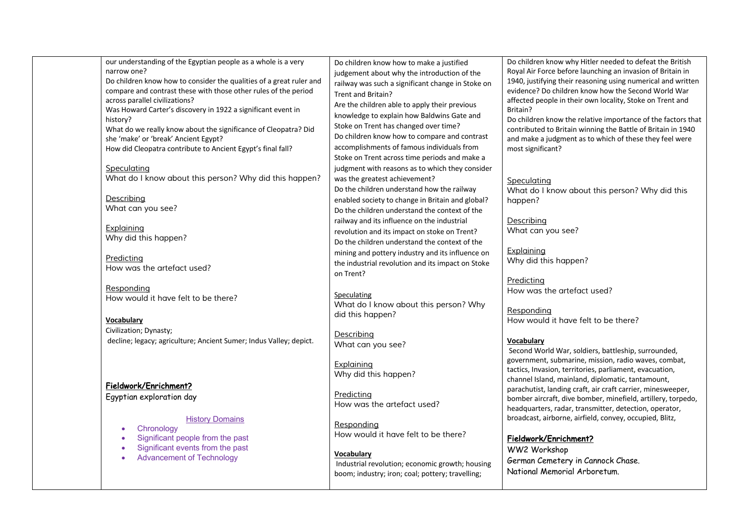| | | | |
|---|---|---|---|
| | our understanding of the Egyptian people as a whole is a very narrow one?<br>Do children know how to consider the qualities of a great ruler and compare and contrast these with those other rules of the period across parallel civilizations?<br>Was Howard Carter's discovery in 1922 a significant event in history?<br>What do we really know about the significance of Cleopatra? Did she 'make' or 'break' Ancient Egypt?<br>How did Cleopatra contribute to Ancient Egypt's final fall?<br><br>Speculating<br>What do I know about this person? Why did this happen?<br><br>Describing<br>What can you see?<br><br>Explaining<br>Why did this happen?<br><br>Predicting<br>How was the artefact used?<br><br>Responding<br>How would it have felt to be there?<br><br>**Vocabulary**<br>Civilization; Dynasty;<br>decline; legacy; agriculture; Ancient Sumer; Indus Valley; depict.<br><br>**Fieldwork/Enrichment?**<br>Egyptian exploration day<br><br>History Domains<br>• Chronology<br>• Significant people from the past<br>• Significant events from the past<br>• Advancement of Technology | Do children know how to make a justified judgement about why the introduction of the railway was such a significant change in Stoke on Trent and Britain?<br>Are the children able to apply their previous knowledge to explain how Baldwins Gate and Stoke on Trent has changed over time?<br>Do children know how to compare and contrast accomplishments of famous individuals from Stoke on Trent across time periods and make a judgment with reasons as to which they consider was the greatest achievement?<br>Do the children understand how the railway enabled society to change in Britain and global?<br>Do the children understand the context of the railway and its influence on the industrial revolution and its impact on stoke on Trent?<br>Do the children understand the context of the mining and pottery industry and its influence on the industrial revolution and its impact on Stoke on Trent?<br><br>Speculating<br>What do I know about this person? Why did this happen?<br><br>Describing<br>What can you see?<br><br>Explaining<br>Why did this happen?<br><br>Predicting<br>How was the artefact used?<br><br>Responding<br>How would it have felt to be there?<br><br>**Vocabulary**<br>Industrial revolution; economic growth; housing boom; industry; iron; coal; pottery; travelling; | Do children know why Hitler needed to defeat the British Royal Air Force before launching an invasion of Britain in 1940, justifying their reasoning using numerical and written evidence? Do children know how the Second World War affected people in their own locality, Stoke on Trent and Britain?<br>Do children know the relative importance of the factors that contributed to Britain winning the Battle of Britain in 1940 and make a judgment as to which of these they feel were most significant?<br><br>Speculating<br>What do I know about this person? Why did this happen?<br><br>Describing<br>What can you see?<br><br>Explaining<br>Why did this happen?<br><br>Predicting<br>How was the artefact used?<br><br>Responding<br>How would it have felt to be there?<br><br>**Vocabulary**<br>Second World War, soldiers, battleship, surrounded, government, submarine, mission, radio waves, combat, tactics, Invasion, territories, parliament, evacuation, channel Island, mainland, diplomatic, tantamount, parachutist, landing craft, air craft carrier, minesweeper, bomber aircraft, dive bomber, minefield, artillery, torpedo, headquarters, radar, transmitter, detection, operator, broadcast, airborne, airfield, convey, occupied, Blitz,<br><br>**Fieldwork/Enrichment?**<br>WW2 Workshop<br>German Cemetery in Cannock Chase.<br>National Memorial Arboretum. |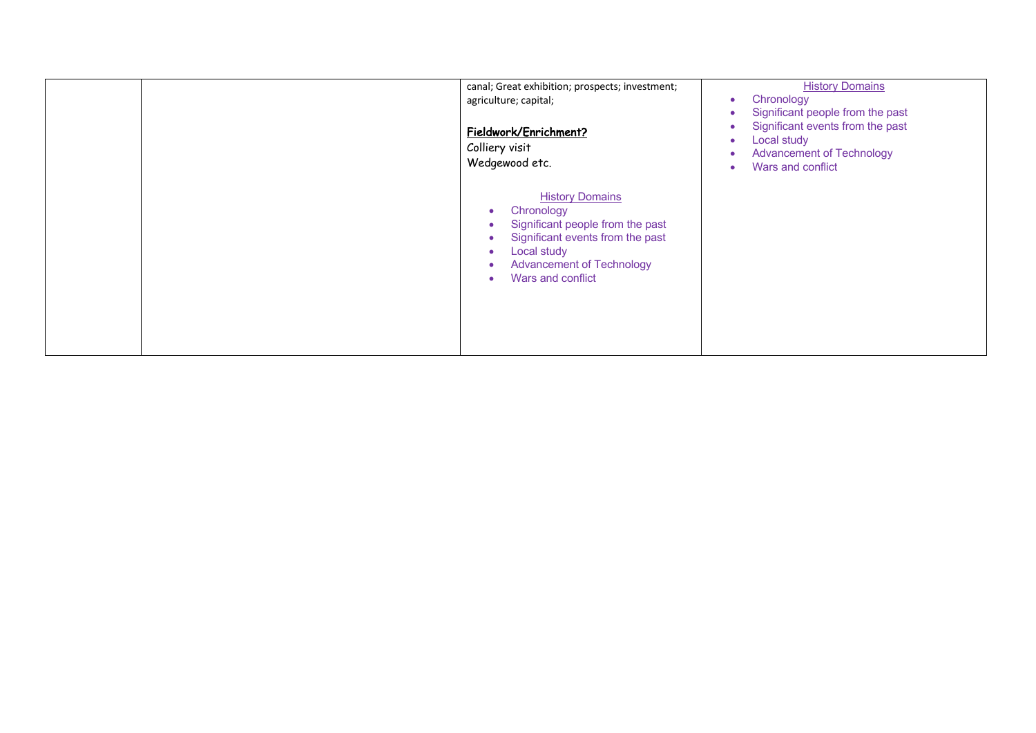|  |  | canal; Great exhibition; prospects; investment; agriculture; capital;<br><br>**Fieldwork/Enrichment?**<br>Colliery visit<br>Wedgewood etc.<br><br>History Domains<br>• Chronology<br>• Significant people from the past<br>• Significant events from the past<br>• Local study<br>• Advancement of Technology<br>• Wars and conflict | History Domains<br>• Chronology<br>• Significant people from the past<br>• Significant events from the past<br>• Local study<br>• Advancement of Technology<br>• Wars and conflict |
|---|---|---|---|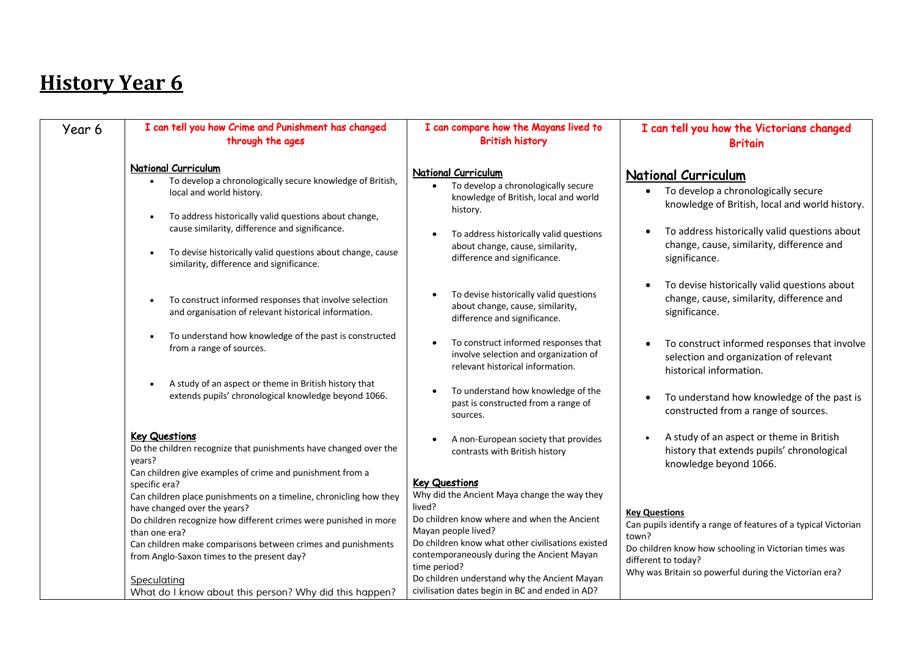# History Year 6

| Year 6 | I can tell you how Crime and Punishment has changed through the ages | I can compare how the Mayans lived to British history | I can tell you how the Victorians changed Britain |
|---|---|---|---|
| | **National Curriculum**<br>• To develop a chronologically secure knowledge of British, local and world history.<br>• To address historically valid questions about change, cause similarity, difference and significance.<br>• To devise historically valid questions about change, cause similarity, difference and significance.<br>• To construct informed responses that involve selection and organisation of relevant historical information.<br>• To understand how knowledge of the past is constructed from a range of sources.<br>• A study of an aspect or theme in British history that extends pupils' chronological knowledge beyond 1066.<br><br>**Key Questions**<br>Do the children recognize that punishments have changed over the years?<br>Can children give examples of crime and punishment from a specific era?<br>Can children place punishments on a timeline, chronicling how they have changed over the years?<br>Do children recognize how different crimes were punished in more than one era?<br>Can children make comparisons between crimes and punishments from Anglo-Saxon times to the present day?<br><br>Speculating<br>What do I know about this person? Why did this happen? | **National Curriculum**<br>• To develop a chronologically secure knowledge of British, local and world history.<br>• To address historically valid questions about change, cause, similarity, difference and significance.<br>• To devise historically valid questions about change, cause, similarity, difference and significance.<br>• To construct informed responses that involve selection and organization of relevant historical information.<br>• To understand how knowledge of the past is constructed from a range of sources.<br>• A non-European society that provides contrasts with British history<br><br>**Key Questions**<br>Why did the Ancient Maya change the way they lived?<br>Do children know where and when the Ancient Mayan people lived?<br>Do children know what other civilisations existed contemporaneously during the Ancient Mayan time period?<br>Do children understand why the Ancient Mayan civilisation dates begin in BC and ended in AD? | **National Curriculum**<br>• To develop a chronologically secure knowledge of British, local and world history.<br>• To address historically valid questions about change, cause, similarity, difference and significance.<br>• To devise historically valid questions about change, cause, similarity, difference and significance.<br>• To construct informed responses that involve selection and organization of relevant historical information.<br>• To understand how knowledge of the past is constructed from a range of sources.<br>• A study of an aspect or theme in British history that extends pupils' chronological knowledge beyond 1066.<br><br>**Key Questions**<br>Can pupils identify a range of features of a typical Victorian town?<br>Do children know how schooling in Victorian times was different to today?<br>Why was Britain so powerful during the Victorian era? |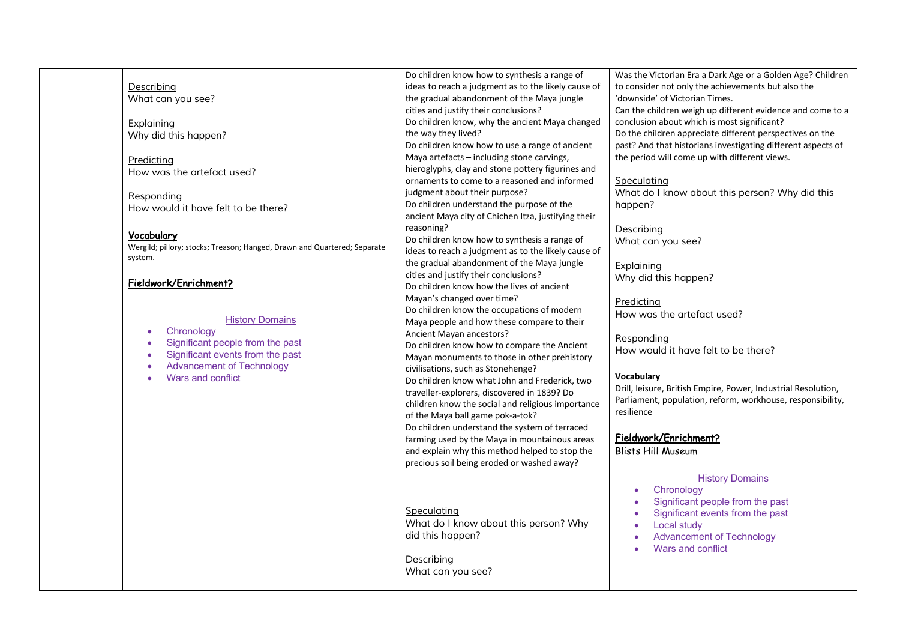| | | | |
|---|---|---|---|
| | Describing<br>What can you see?<br><br>Explaining<br>Why did this happen?<br><br>Predicting<br>How was the artefact used?<br><br>Responding<br>How would it have felt to be there?<br><br>**Vocabulary**<br>Wergild; pillory; stocks; Treason; Hanged, Drawn and Quartered; Separate system.<br><br>**Fieldwork/Enrichment?**<br><br>History Domains<br>• Chronology<br>• Significant people from the past<br>• Significant events from the past<br>• Advancement of Technology<br>• Wars and conflict | Do children know how to synthesis a range of ideas to reach a judgment as to the likely cause of the gradual abandonment of the Maya jungle cities and justify their conclusions?<br>Do children know, why the ancient Maya changed the way they lived?<br>Do children know how to use a range of ancient Maya artefacts – including stone carvings, hieroglyphs, clay and stone pottery figurines and ornaments to come to a reasoned and informed judgment about their purpose?<br>Do children understand the purpose of the ancient Maya city of Chichen Itza, justifying their reasoning?<br>Do children know how to synthesis a range of ideas to reach a judgment as to the likely cause of the gradual abandonment of the Maya jungle cities and justify their conclusions?<br>Do children know how the lives of ancient Mayan's changed over time?<br>Do children know the occupations of modern Maya people and how these compare to their Ancient Mayan ancestors?<br>Do children know how to compare the Ancient Mayan monuments to those in other prehistory civilisations, such as Stonehenge?<br>Do children know what John and Frederick, two traveller-explorers, discovered in 1839? Do children know the social and religious importance of the Maya ball game pok-a-tok?<br>Do children understand the system of terraced farming used by the Maya in mountainous areas and explain why this method helped to stop the precious soil being eroded or washed away?<br><br>Speculating<br>What do I know about this person? Why did this happen?<br><br>Describing<br>What can you see? | Was the Victorian Era a Dark Age or a Golden Age? Children to consider not only the achievements but also the 'downside' of Victorian Times.<br>Can the children weigh up different evidence and come to a conclusion about which is most significant?<br>Do the children appreciate different perspectives on the past? And that historians investigating different aspects of the period will come up with different views.<br><br>Speculating<br>What do I know about this person? Why did this happen?<br><br>Describing<br>What can you see?<br><br>Explaining<br>Why did this happen?<br><br>Predicting<br>How was the artefact used?<br><br>Responding<br>How would it have felt to be there?<br><br>**Vocabulary**<br>Drill, leisure, British Empire, Power, Industrial Resolution, Parliament, population, reform, workhouse, responsibility, resilience<br><br>**Fieldwork/Enrichment?**<br>Blists Hill Museum<br><br>History Domains<br>• Chronology<br>• Significant people from the past<br>• Significant events from the past<br>• Local study<br>• Advancement of Technology<br>• Wars and conflict |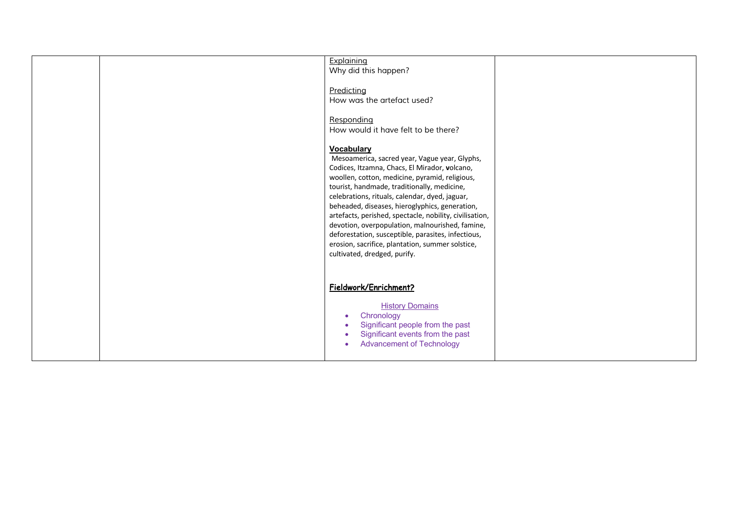| | | | |
|---|---|---|---|
| | | <u>Explaining</u><br>Why did this happen?<br><br><u>Predicting</u><br>How was the artefact used?<br><br><u>Responding</u><br>How would it have felt to be there?<br><br>**<u>Vocabulary</u>**<br>Mesoamerica, sacred year, Vague year, Glyphs, Codices, Itzamna, Chacs, El Mirador, **v**olcano, woollen, cotton, medicine, pyramid, religious, tourist, handmade, traditionally, medicine, celebrations, rituals, calendar, dyed, jaguar, beheaded, diseases, hieroglyphics, generation, artefacts, perished, spectacle, nobility, civilisation, devotion, overpopulation, malnourished, famine, deforestation, susceptible, parasites, infectious, erosion, sacrifice, plantation, summer solstice, cultivated, dredged, purify.<br><br><u>Fieldwork/Enrichment?</u><br><br><u>History Domains</u><br>• Chronology<br>• Significant people from the past<br>• Significant events from the past<br>• Advancement of Technology | |